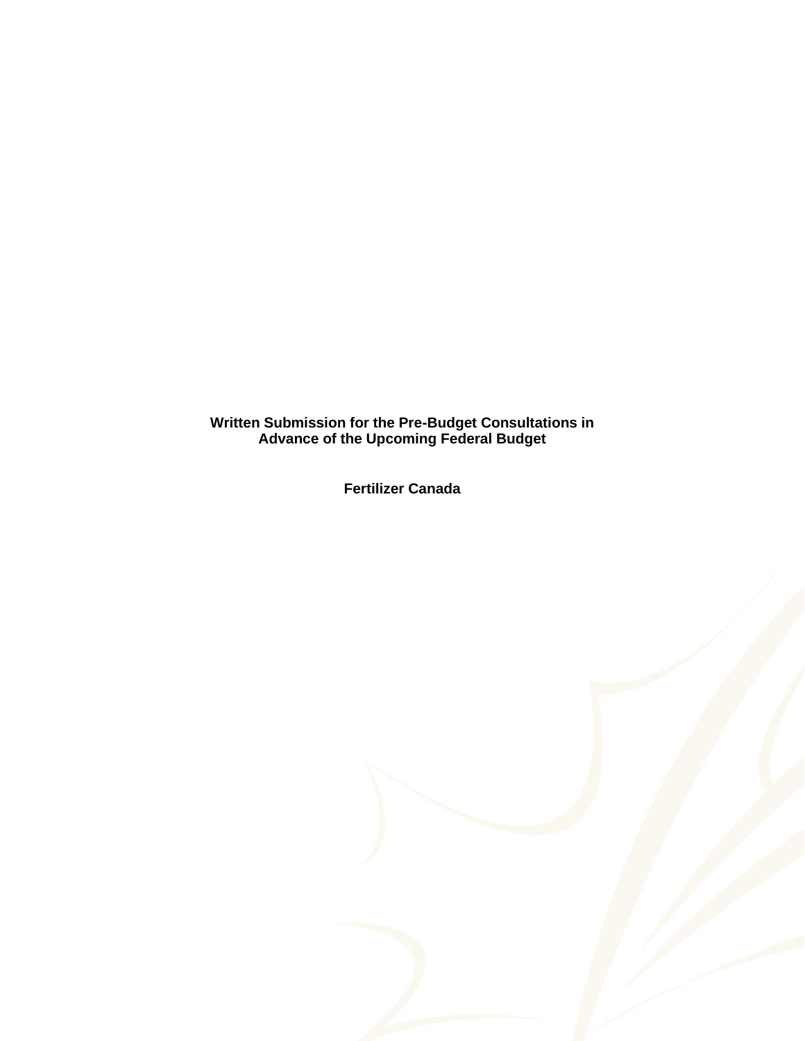**Written Submission for the Pre-Budget Consultations in Advance of the Upcoming Federal Budget**

**Fertilizer Canada**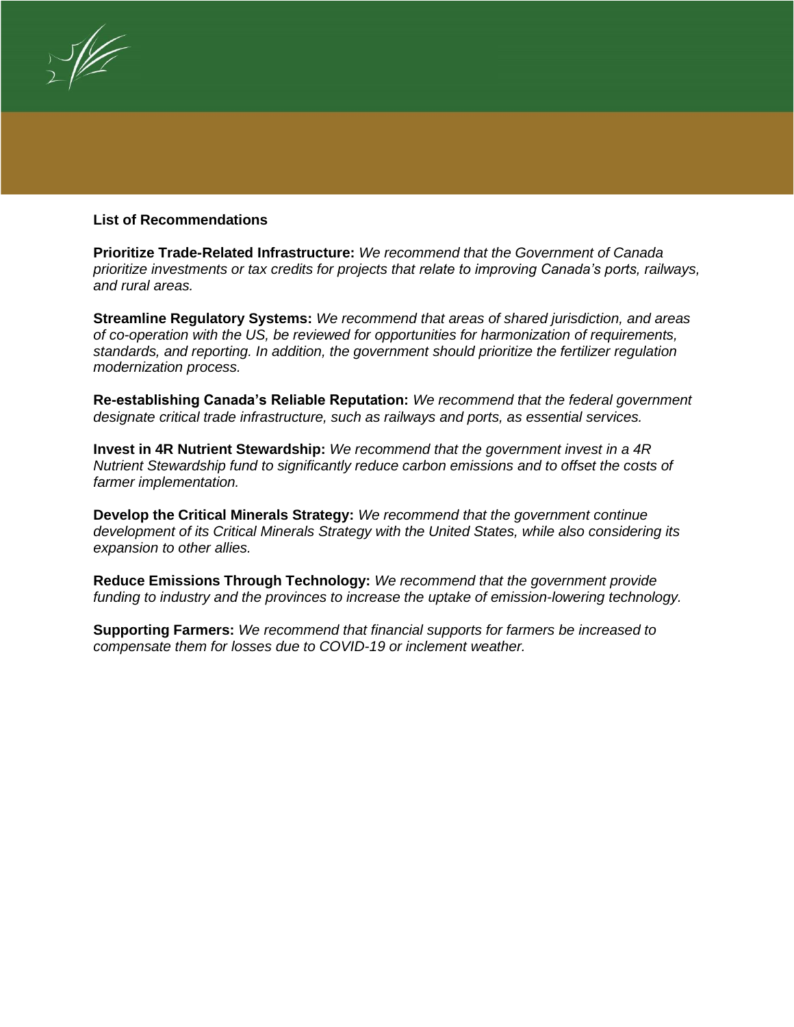## List of Recommendations

**Prioritize Trade-Related Infrastructure:** *We recommend that the Government of Canada prioritize investments or tax credits for projects that relate to improving Canada's ports, railways, and rural areas.*

**Streamline Regulatory Systems:** *We recommend that areas of shared jurisdiction, and areas of co-operation with the US, be reviewed for opportunities for harmonization of requirements, standards, and reporting. In addition, the government should prioritize the fertilizer regulation modernization process.*

**Re-establishing Canada's Reliable Reputation:** *We recommend that the federal government designate critical trade infrastructure, such as railways and ports, as essential services.*

**Invest in 4R Nutrient Stewardship:** *We recommend that the government invest in a 4R Nutrient Stewardship fund to significantly reduce carbon emissions and to offset the costs of farmer implementation.*

**Develop the Critical Minerals Strategy:** *We recommend that the government continue development of its Critical Minerals Strategy with the United States, while also considering its expansion to other allies.*

**Reduce Emissions Through Technology:** *We recommend that the government provide funding to industry and the provinces to increase the uptake of emission-lowering technology.*

**Supporting Farmers:** *We recommend that financial supports for farmers be increased to compensate them for losses due to COVID-19 or inclement weather.*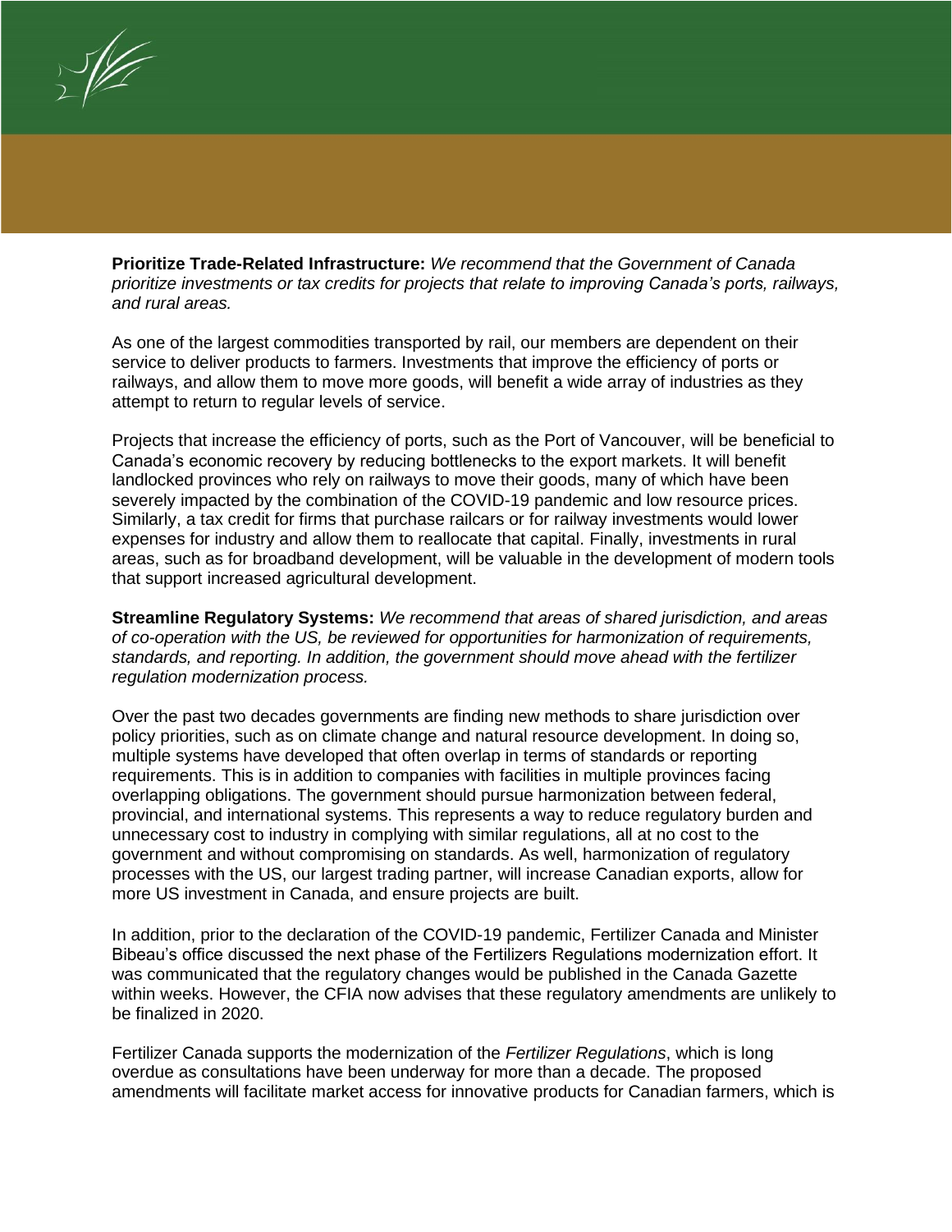**Prioritize Trade-Related Infrastructure:** *We recommend that the Government of Canada prioritize investments or tax credits for projects that relate to improving Canada's ports, railways, and rural areas.*

As one of the largest commodities transported by rail, our members are dependent on their service to deliver products to farmers. Investments that improve the efficiency of ports or railways, and allow them to move more goods, will benefit a wide array of industries as they attempt to return to regular levels of service.

Projects that increase the efficiency of ports, such as the Port of Vancouver, will be beneficial to Canada's economic recovery by reducing bottlenecks to the export markets. It will benefit landlocked provinces who rely on railways to move their goods, many of which have been severely impacted by the combination of the COVID-19 pandemic and low resource prices. Similarly, a tax credit for firms that purchase railcars or for railway investments would lower expenses for industry and allow them to reallocate that capital. Finally, investments in rural areas, such as for broadband development, will be valuable in the development of modern tools that support increased agricultural development.

**Streamline Regulatory Systems:** *We recommend that areas of shared jurisdiction, and areas of co-operation with the US, be reviewed for opportunities for harmonization of requirements, standards, and reporting. In addition, the government should move ahead with the fertilizer regulation modernization process.*

Over the past two decades governments are finding new methods to share jurisdiction over policy priorities, such as on climate change and natural resource development. In doing so, multiple systems have developed that often overlap in terms of standards or reporting requirements. This is in addition to companies with facilities in multiple provinces facing overlapping obligations. The government should pursue harmonization between federal, provincial, and international systems. This represents a way to reduce regulatory burden and unnecessary cost to industry in complying with similar regulations, all at no cost to the government and without compromising on standards. As well, harmonization of regulatory processes with the US, our largest trading partner, will increase Canadian exports, allow for more US investment in Canada, and ensure projects are built.

In addition, prior to the declaration of the COVID-19 pandemic, Fertilizer Canada and Minister Bibeau's office discussed the next phase of the Fertilizers Regulations modernization effort. It was communicated that the regulatory changes would be published in the Canada Gazette within weeks. However, the CFIA now advises that these regulatory amendments are unlikely to be finalized in 2020.

Fertilizer Canada supports the modernization of the *Fertilizer Regulations*, which is long overdue as consultations have been underway for more than a decade. The proposed amendments will facilitate market access for innovative products for Canadian farmers, which is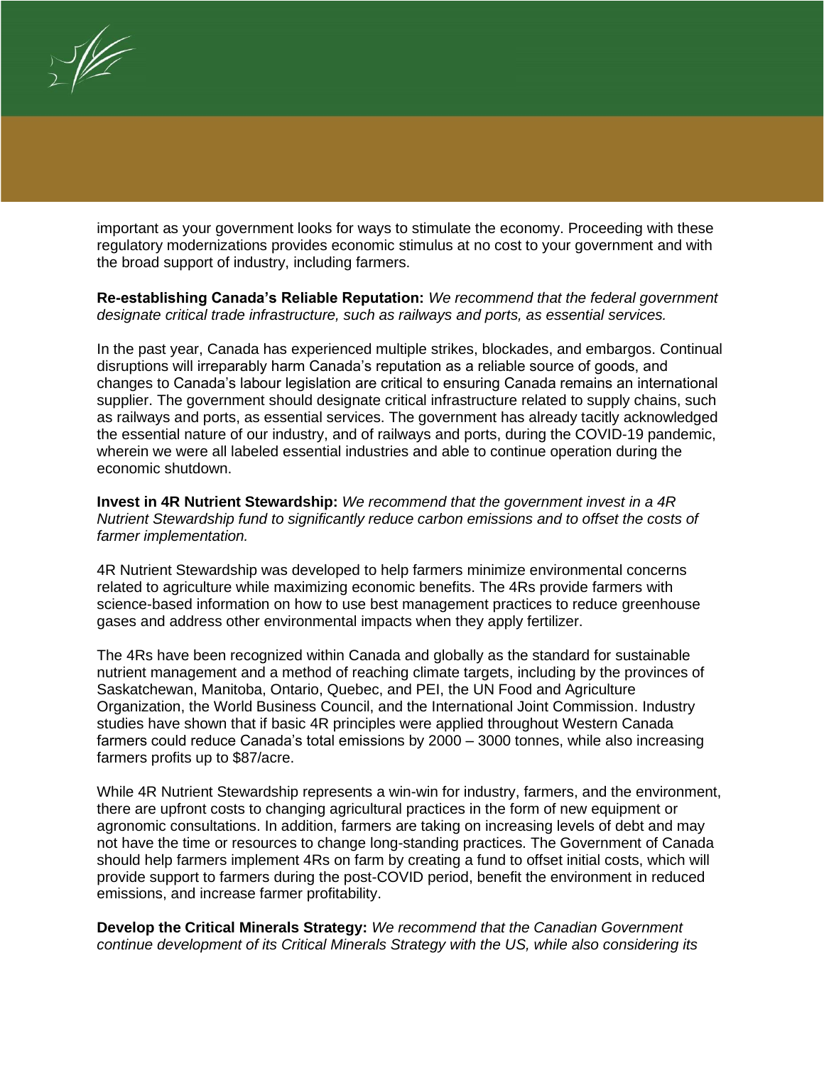important as your government looks for ways to stimulate the economy. Proceeding with these regulatory modernizations provides economic stimulus at no cost to your government and with the broad support of industry, including farmers.

**Re-establishing Canada's Reliable Reputation:** *We recommend that the federal government designate critical trade infrastructure, such as railways and ports, as essential services.*

In the past year, Canada has experienced multiple strikes, blockades, and embargos. Continual disruptions will irreparably harm Canada's reputation as a reliable source of goods, and changes to Canada's labour legislation are critical to ensuring Canada remains an international supplier. The government should designate critical infrastructure related to supply chains, such as railways and ports, as essential services. The government has already tacitly acknowledged the essential nature of our industry, and of railways and ports, during the COVID-19 pandemic, wherein we were all labeled essential industries and able to continue operation during the economic shutdown.

**Invest in 4R Nutrient Stewardship:** *We recommend that the government invest in a 4R Nutrient Stewardship fund to significantly reduce carbon emissions and to offset the costs of farmer implementation.*

4R Nutrient Stewardship was developed to help farmers minimize environmental concerns related to agriculture while maximizing economic benefits. The 4Rs provide farmers with science-based information on how to use best management practices to reduce greenhouse gases and address other environmental impacts when they apply fertilizer.

The 4Rs have been recognized within Canada and globally as the standard for sustainable nutrient management and a method of reaching climate targets, including by the provinces of Saskatchewan, Manitoba, Ontario, Quebec, and PEI, the UN Food and Agriculture Organization, the World Business Council, and the International Joint Commission. Industry studies have shown that if basic 4R principles were applied throughout Western Canada farmers could reduce Canada's total emissions by 2000 – 3000 tonnes, while also increasing farmers profits up to $87/acre.

While 4R Nutrient Stewardship represents a win-win for industry, farmers, and the environment, there are upfront costs to changing agricultural practices in the form of new equipment or agronomic consultations. In addition, farmers are taking on increasing levels of debt and may not have the time or resources to change long-standing practices. The Government of Canada should help farmers implement 4Rs on farm by creating a fund to offset initial costs, which will provide support to farmers during the post-COVID period, benefit the environment in reduced emissions, and increase farmer profitability.

**Develop the Critical Minerals Strategy:** *We recommend that the Canadian Government continue development of its Critical Minerals Strategy with the US, while also considering its*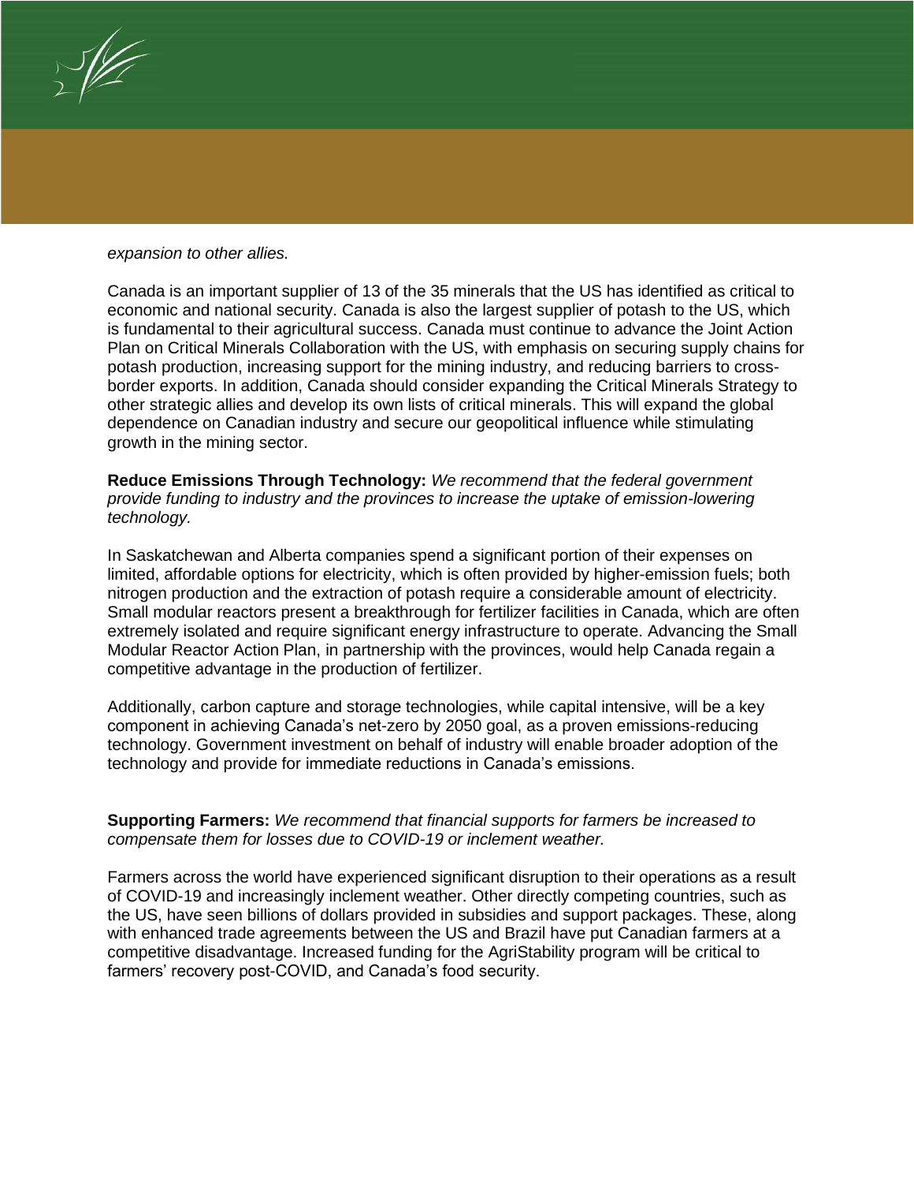*expansion to other allies.*

Canada is an important supplier of 13 of the 35 minerals that the US has identified as critical to economic and national security. Canada is also the largest supplier of potash to the US, which is fundamental to their agricultural success. Canada must continue to advance the Joint Action Plan on Critical Minerals Collaboration with the US, with emphasis on securing supply chains for potash production, increasing support for the mining industry, and reducing barriers to cross-border exports. In addition, Canada should consider expanding the Critical Minerals Strategy to other strategic allies and develop its own lists of critical minerals. This will expand the global dependence on Canadian industry and secure our geopolitical influence while stimulating growth in the mining sector.

**Reduce Emissions Through Technology:** *We recommend that the federal government provide funding to industry and the provinces to increase the uptake of emission-lowering technology.*

In Saskatchewan and Alberta companies spend a significant portion of their expenses on limited, affordable options for electricity, which is often provided by higher-emission fuels; both nitrogen production and the extraction of potash require a considerable amount of electricity. Small modular reactors present a breakthrough for fertilizer facilities in Canada, which are often extremely isolated and require significant energy infrastructure to operate. Advancing the Small Modular Reactor Action Plan, in partnership with the provinces, would help Canada regain a competitive advantage in the production of fertilizer.

Additionally, carbon capture and storage technologies, while capital intensive, will be a key component in achieving Canada's net-zero by 2050 goal, as a proven emissions-reducing technology. Government investment on behalf of industry will enable broader adoption of the technology and provide for immediate reductions in Canada's emissions.

**Supporting Farmers:** *We recommend that financial supports for farmers be increased to compensate them for losses due to COVID-19 or inclement weather.*

Farmers across the world have experienced significant disruption to their operations as a result of COVID-19 and increasingly inclement weather. Other directly competing countries, such as the US, have seen billions of dollars provided in subsidies and support packages. These, along with enhanced trade agreements between the US and Brazil have put Canadian farmers at a competitive disadvantage. Increased funding for the AgriStability program will be critical to farmers' recovery post-COVID, and Canada's food security.